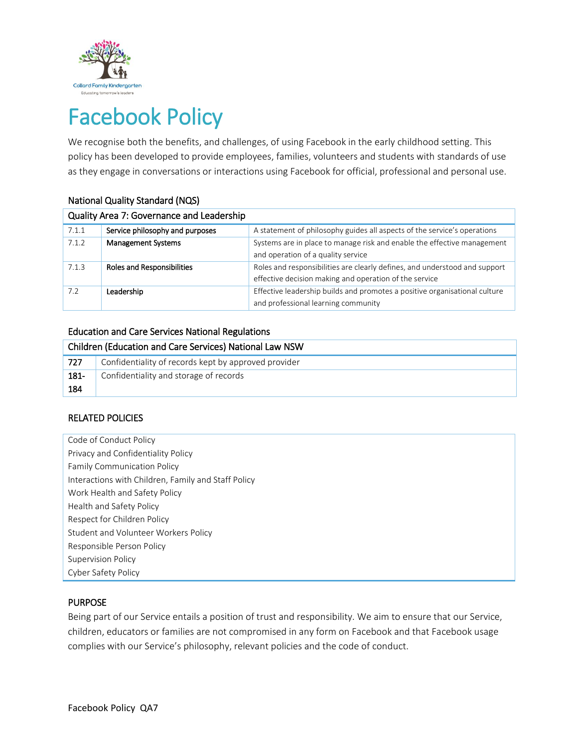# Facebook Policy

We recognise both the benefits, and challenges, of using Facebook in the early childhood setting. This policy has been developed to provide employees, families, volunteers and students with standards of use as they engage in conversations or interactions using Facebook for official, professional and personal use.

### National Quality Standard (NQS)

| Quality Area 7: Governance and Leadership | | |
|---|---|---|
| 7.1.1 | Service philosophy and purposes | A statement of philosophy guides all aspects of the service's operations |
| 7.1.2 | Management Systems | Systems are in place to manage risk and enable the effective management and operation of a quality service |
| 7.1.3 | Roles and Responsibilities | Roles and responsibilities are clearly defines, and understood and support effective decision making and operation of the service |
| 7.2 | Leadership | Effective leadership builds and promotes a positive organisational culture and professional learning community |

### Education and Care Services National Regulations

| Children (Education and Care Services) National Law NSW | |
|---|---|
| 727 | Confidentiality of records kept by approved provider |
| 181-184 | Confidentiality and storage of records |

### RELATED POLICIES

| |
|---|
| Code of Conduct Policy |
| Privacy and Confidentiality Policy |
| Family Communication Policy |
| Interactions with Children, Family and Staff Policy |
| Work Health and Safety Policy |
| Health and Safety Policy |
| Respect for Children Policy |
| Student and Volunteer Workers Policy |
| Responsible Person Policy |
| Supervision Policy |
| Cyber Safety Policy |

### PURPOSE

Being part of our Service entails a position of trust and responsibility. We aim to ensure that our Service, children, educators or families are not compromised in any form on Facebook and that Facebook usage complies with our Service's philosophy, relevant policies and the code of conduct.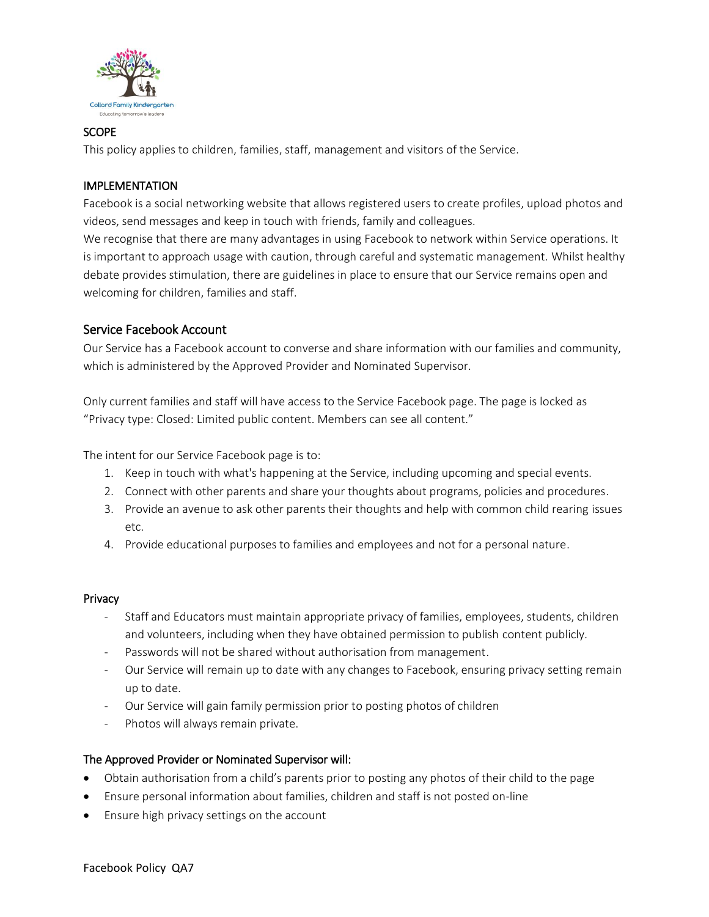## SCOPE

This policy applies to children, families, staff, management and visitors of the Service.

## IMPLEMENTATION

Facebook is a social networking website that allows registered users to create profiles, upload photos and videos, send messages and keep in touch with friends, family and colleagues.

We recognise that there are many advantages in using Facebook to network within Service operations. It is important to approach usage with caution, through careful and systematic management. Whilst healthy debate provides stimulation, there are guidelines in place to ensure that our Service remains open and welcoming for children, families and staff.

### Service Facebook Account

Our Service has a Facebook account to converse and share information with our families and community, which is administered by the Approved Provider and Nominated Supervisor.

Only current families and staff will have access to the Service Facebook page. The page is locked as "Privacy type: Closed: Limited public content. Members can see all content."

The intent for our Service Facebook page is to:

1. Keep in touch with what's happening at the Service, including upcoming and special events.
2. Connect with other parents and share your thoughts about programs, policies and procedures.
3. Provide an avenue to ask other parents their thoughts and help with common child rearing issues etc.
4. Provide educational purposes to families and employees and not for a personal nature.

#### Privacy

- Staff and Educators must maintain appropriate privacy of families, employees, students, children and volunteers, including when they have obtained permission to publish content publicly.
- Passwords will not be shared without authorisation from management.
- Our Service will remain up to date with any changes to Facebook, ensuring privacy setting remain up to date.
- Our Service will gain family permission prior to posting photos of children
- Photos will always remain private.

#### The Approved Provider or Nominated Supervisor will:

- Obtain authorisation from a child's parents prior to posting any photos of their child to the page
- Ensure personal information about families, children and staff is not posted on-line
- Ensure high privacy settings on the account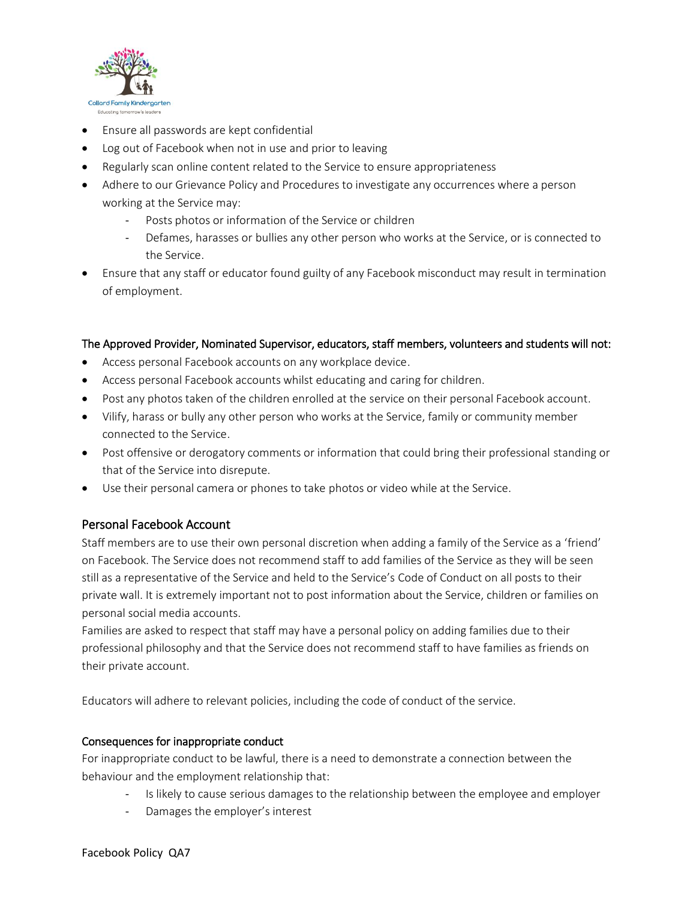- Ensure all passwords are kept confidential
- Log out of Facebook when not in use and prior to leaving
- Regularly scan online content related to the Service to ensure appropriateness
- Adhere to our Grievance Policy and Procedures to investigate any occurrences where a person working at the Service may:
    - Posts photos or information of the Service or children
    - Defames, harasses or bullies any other person who works at the Service, or is connected to the Service.
- Ensure that any staff or educator found guilty of any Facebook misconduct may result in termination of employment.

#### The Approved Provider, Nominated Supervisor, educators, staff members, volunteers and students will not:

- Access personal Facebook accounts on any workplace device.
- Access personal Facebook accounts whilst educating and caring for children.
- Post any photos taken of the children enrolled at the service on their personal Facebook account.
- Vilify, harass or bully any other person who works at the Service, family or community member connected to the Service.
- Post offensive or derogatory comments or information that could bring their professional standing or that of the Service into disrepute.
- Use their personal camera or phones to take photos or video while at the Service.

### Personal Facebook Account

Staff members are to use their own personal discretion when adding a family of the Service as a 'friend' on Facebook. The Service does not recommend staff to add families of the Service as they will be seen still as a representative of the Service and held to the Service's Code of Conduct on all posts to their private wall. It is extremely important not to post information about the Service, children or families on personal social media accounts.
Families are asked to respect that staff may have a personal policy on adding families due to their professional philosophy and that the Service does not recommend staff to have families as friends on their private account.

Educators will adhere to relevant policies, including the code of conduct of the service.

#### Consequences for inappropriate conduct

For inappropriate conduct to be lawful, there is a need to demonstrate a connection between the behaviour and the employment relationship that:

- Is likely to cause serious damages to the relationship between the employee and employer
- Damages the employer's interest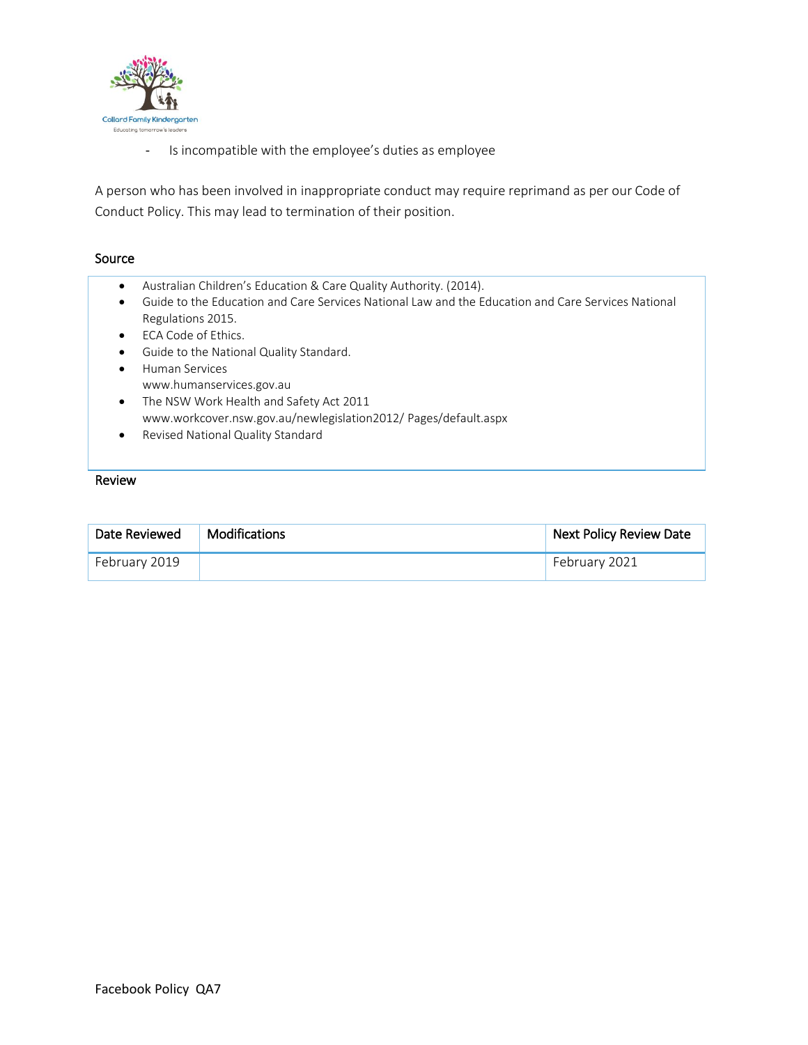- Is incompatible with the employee's duties as employee

A person who has been involved in inappropriate conduct may require reprimand as per our Code of Conduct Policy. This may lead to termination of their position.

### Source

- Australian Children's Education & Care Quality Authority. (2014).
- Guide to the Education and Care Services National Law and the Education and Care Services National Regulations 2015.
- ECA Code of Ethics.
- Guide to the National Quality Standard.
- Human Services
  www.humanservices.gov.au
- The NSW Work Health and Safety Act 2011
  www.workcover.nsw.gov.au/newlegislation2012/ Pages/default.aspx
- Revised National Quality Standard

### Review

| Date Reviewed | Modifications | Next Policy Review Date |
|---|---|---|
| February 2019 | | February 2021 |